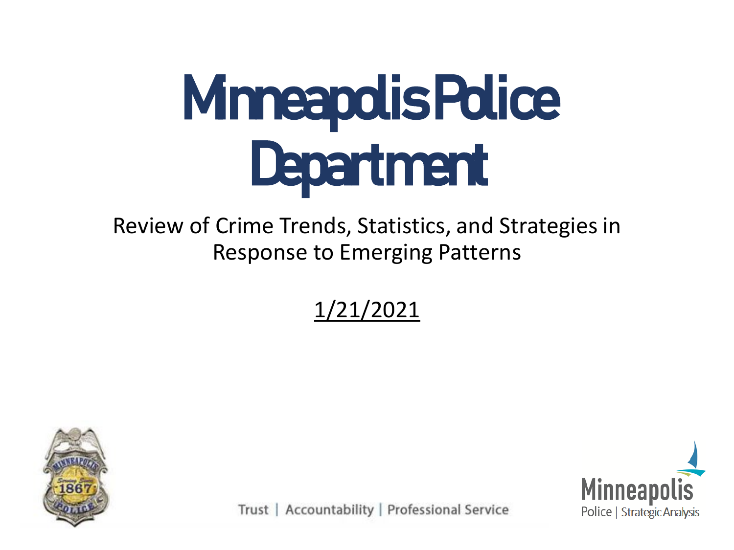# Minneapolis Police Department

Review of Crime Trends, Statistics, and Strategies in Response to Emerging Patterns

1/21/2021

Trust | Accountability | Professional Service

Minneapolis Police | Strategic Analysis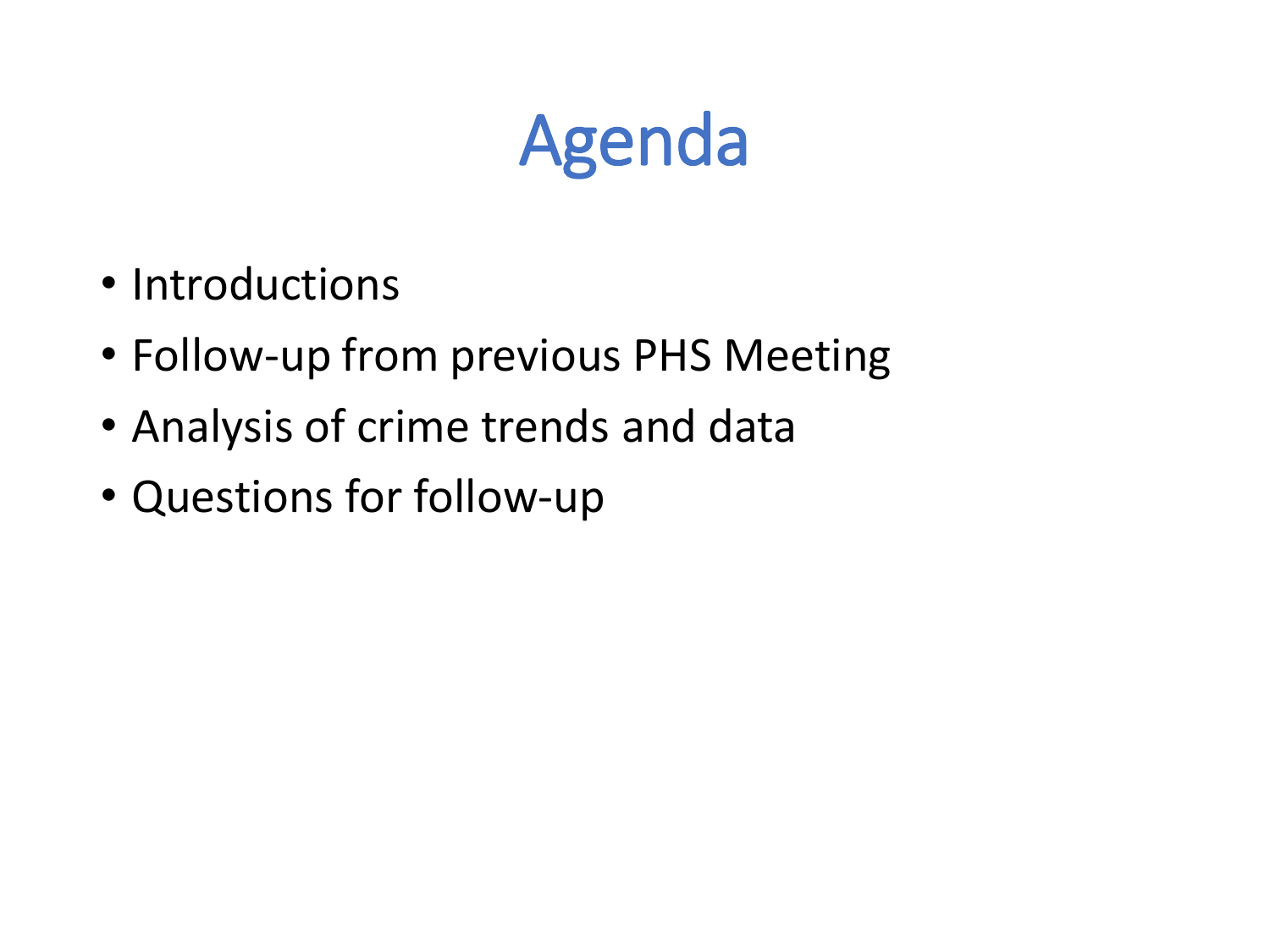# Agenda

- Introductions
- Follow-up from previous PHS Meeting
- Analysis of crime trends and data
- Questions for follow-up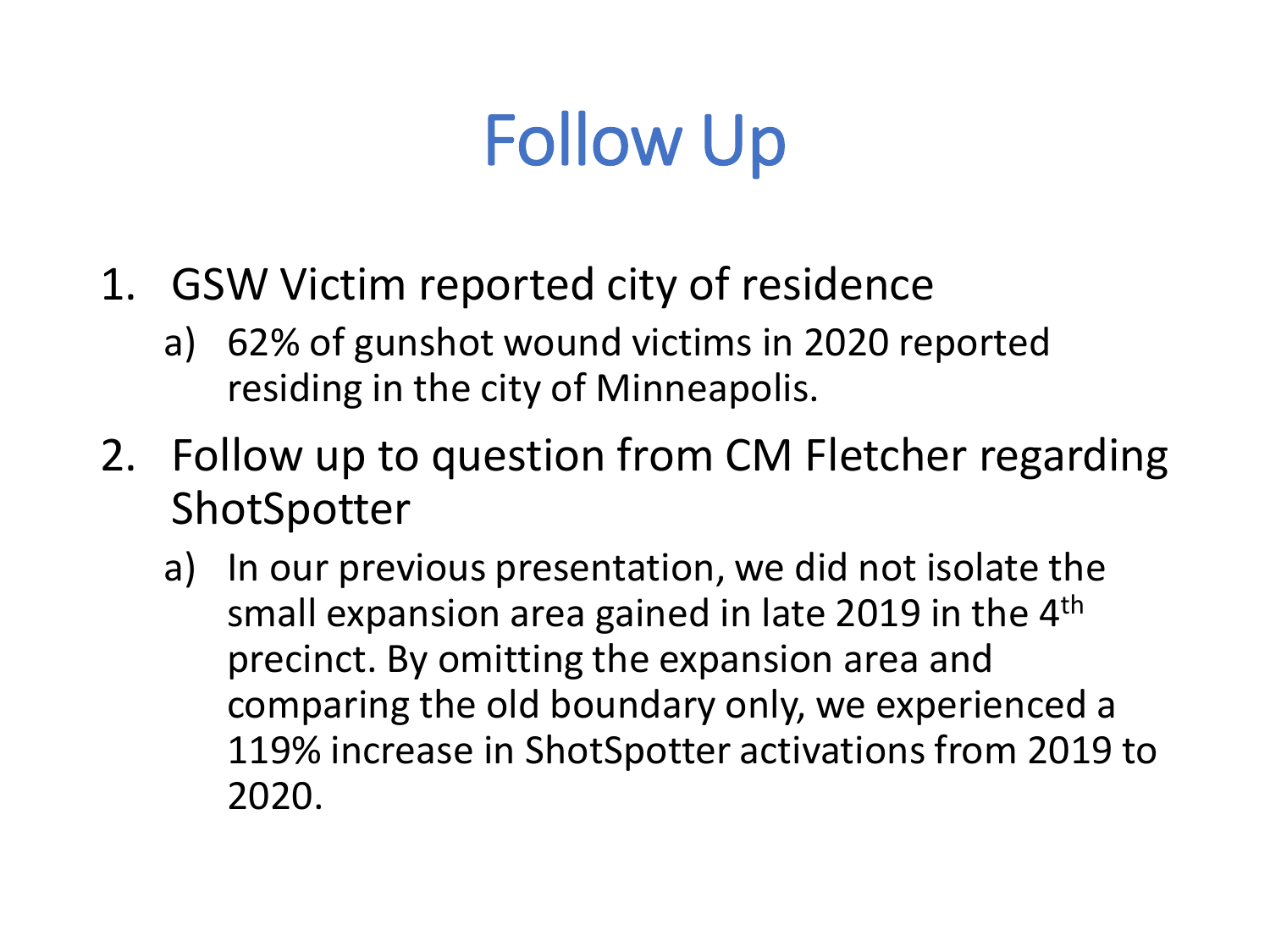# Follow Up

1. GSW Victim reported city of residence
   a) 62% of gunshot wound victims in 2020 reported residing in the city of Minneapolis.
2. Follow up to question from CM Fletcher regarding ShotSpotter
   a) In our previous presentation, we did not isolate the small expansion area gained in late 2019 in the 4th precinct. By omitting the expansion area and comparing the old boundary only, we experienced a 119% increase in ShotSpotter activations from 2019 to 2020.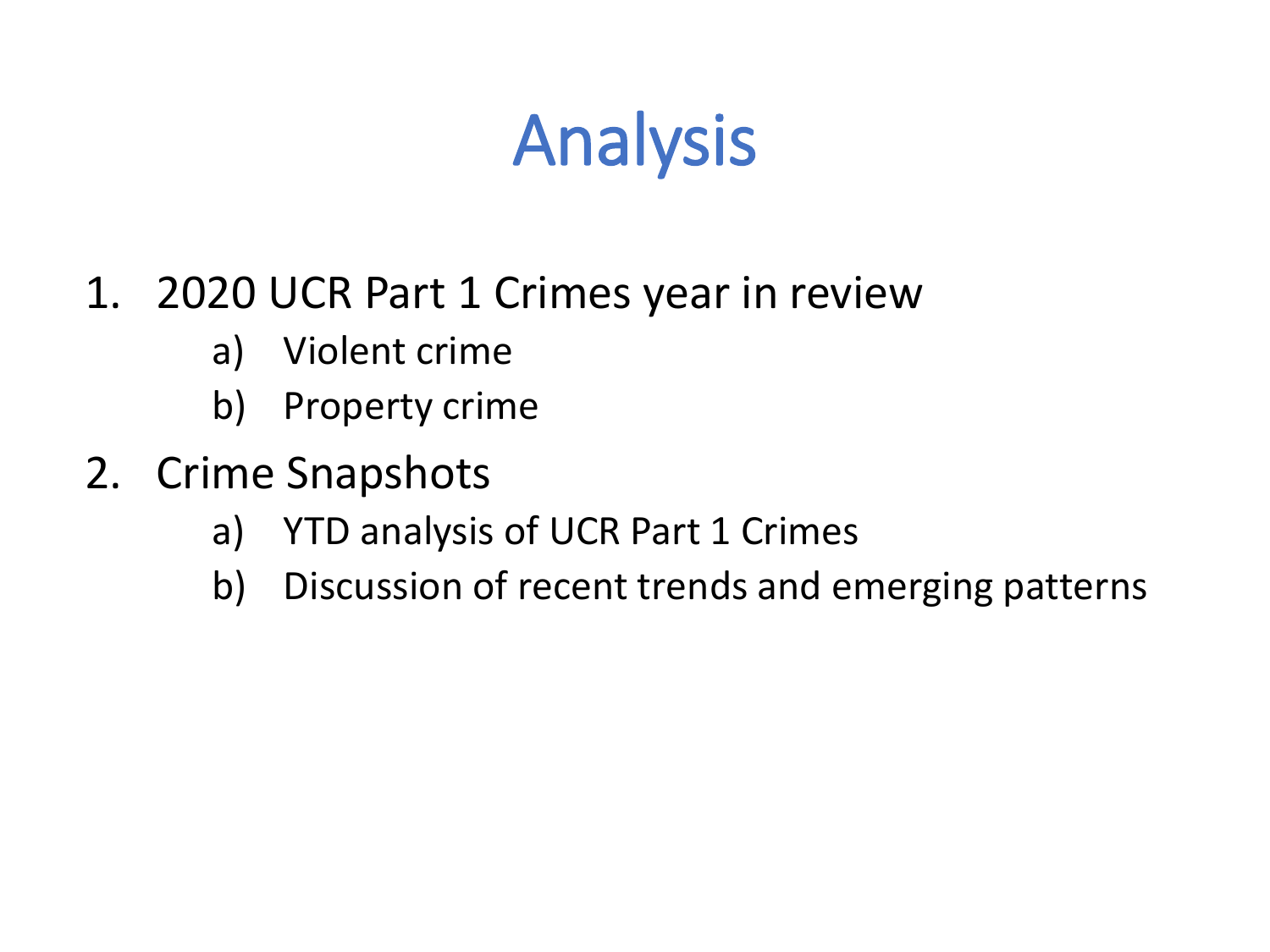# Analysis

1. 2020 UCR Part 1 Crimes year in review
   a) Violent crime
   b) Property crime
2. Crime Snapshots
   a) YTD analysis of UCR Part 1 Crimes
   b) Discussion of recent trends and emerging patterns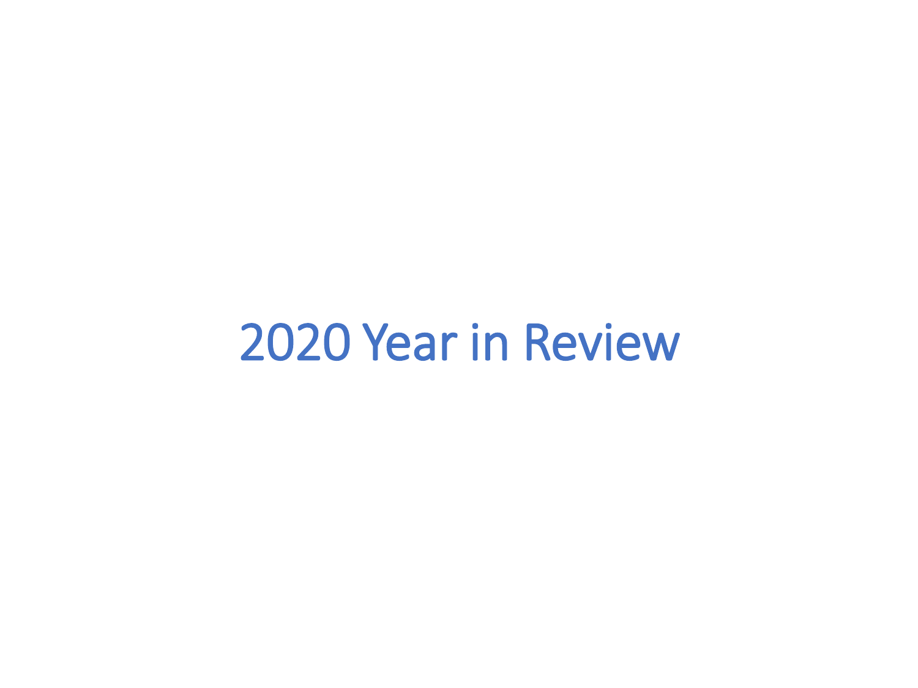# 2020 Year in Review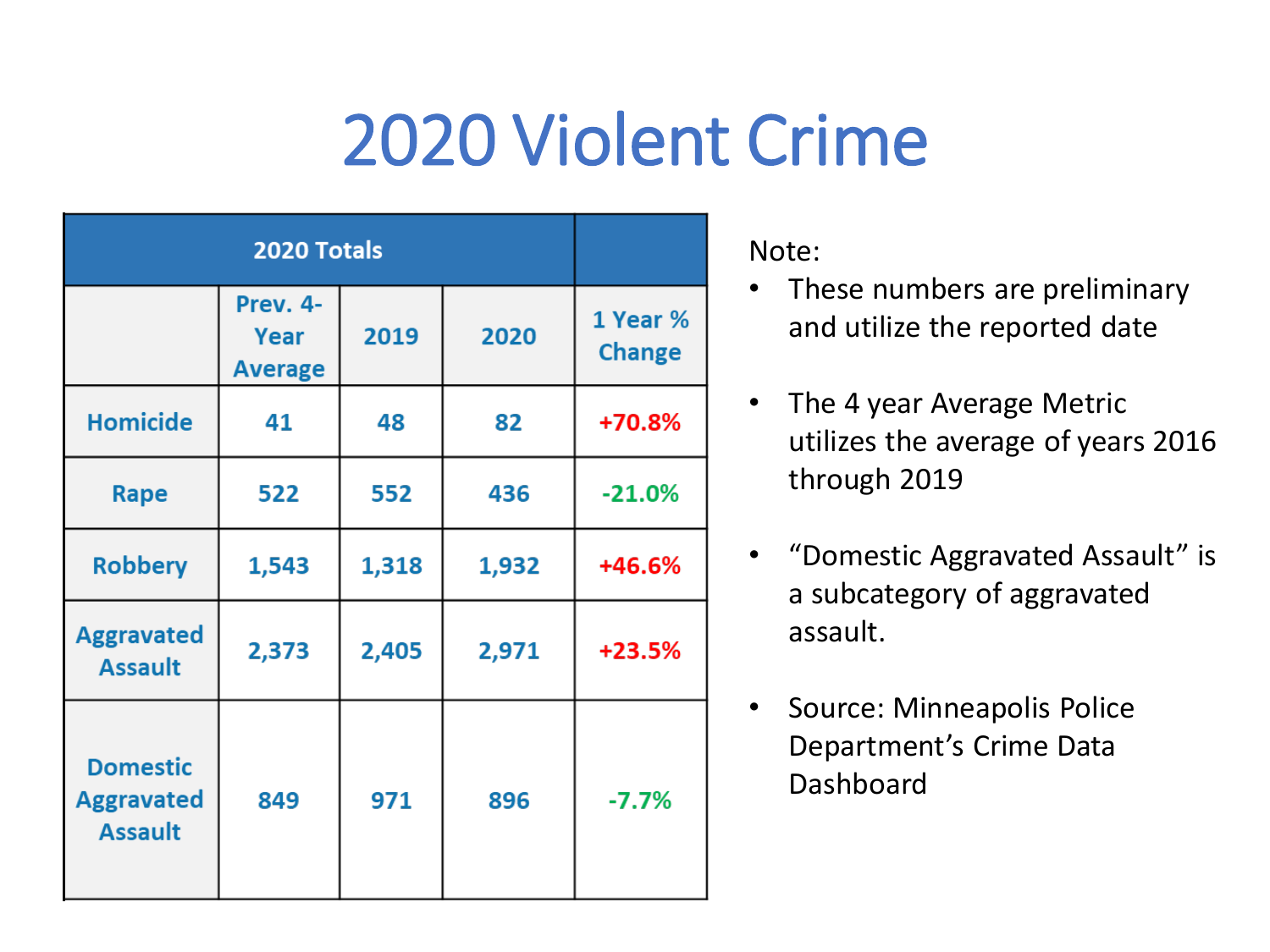# 2020 Violent Crime

| 2020 Totals | | | | |
|---|---|---|---|---|
| | Prev. 4-Year Average | 2019 | 2020 | 1 Year % Change |
| Homicide | 41 | 48 | 82 | +70.8% |
| Rape | 522 | 552 | 436 | -21.0% |
| Robbery | 1,543 | 1,318 | 1,932 | +46.6% |
| Aggravated Assault | 2,373 | 2,405 | 2,971 | +23.5% |
| Domestic Aggravated Assault | 849 | 971 | 896 | -7.7% |

Note:

- These numbers are preliminary and utilize the reported date
- The 4 year Average Metric utilizes the average of years 2016 through 2019
- "Domestic Aggravated Assault" is a subcategory of aggravated assault.
- Source: Minneapolis Police Department's Crime Data Dashboard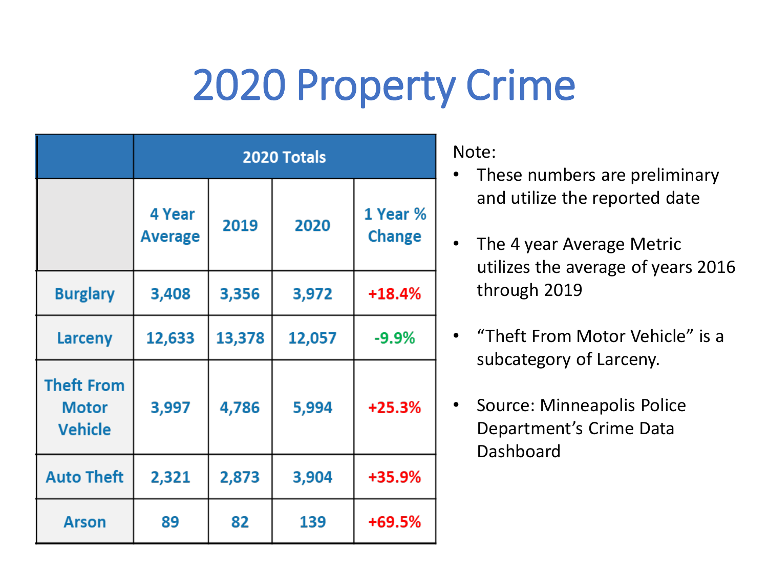# 2020 Property Crime

| | 2020 Totals | | | |
|---|---|---|---|---|
| | 4 Year Average | 2019 | 2020 | 1 Year % Change |
| Burglary | 3,408 | 3,356 | 3,972 | +18.4% |
| Larceny | 12,633 | 13,378 | 12,057 | -9.9% |
| Theft From Motor Vehicle | 3,997 | 4,786 | 5,994 | +25.3% |
| Auto Theft | 2,321 | 2,873 | 3,904 | +35.9% |
| Arson | 89 | 82 | 139 | +69.5% |

Note:

- These numbers are preliminary and utilize the reported date
- The 4 year Average Metric utilizes the average of years 2016 through 2019
- "Theft From Motor Vehicle" is a subcategory of Larceny.
- Source: Minneapolis Police Department's Crime Data Dashboard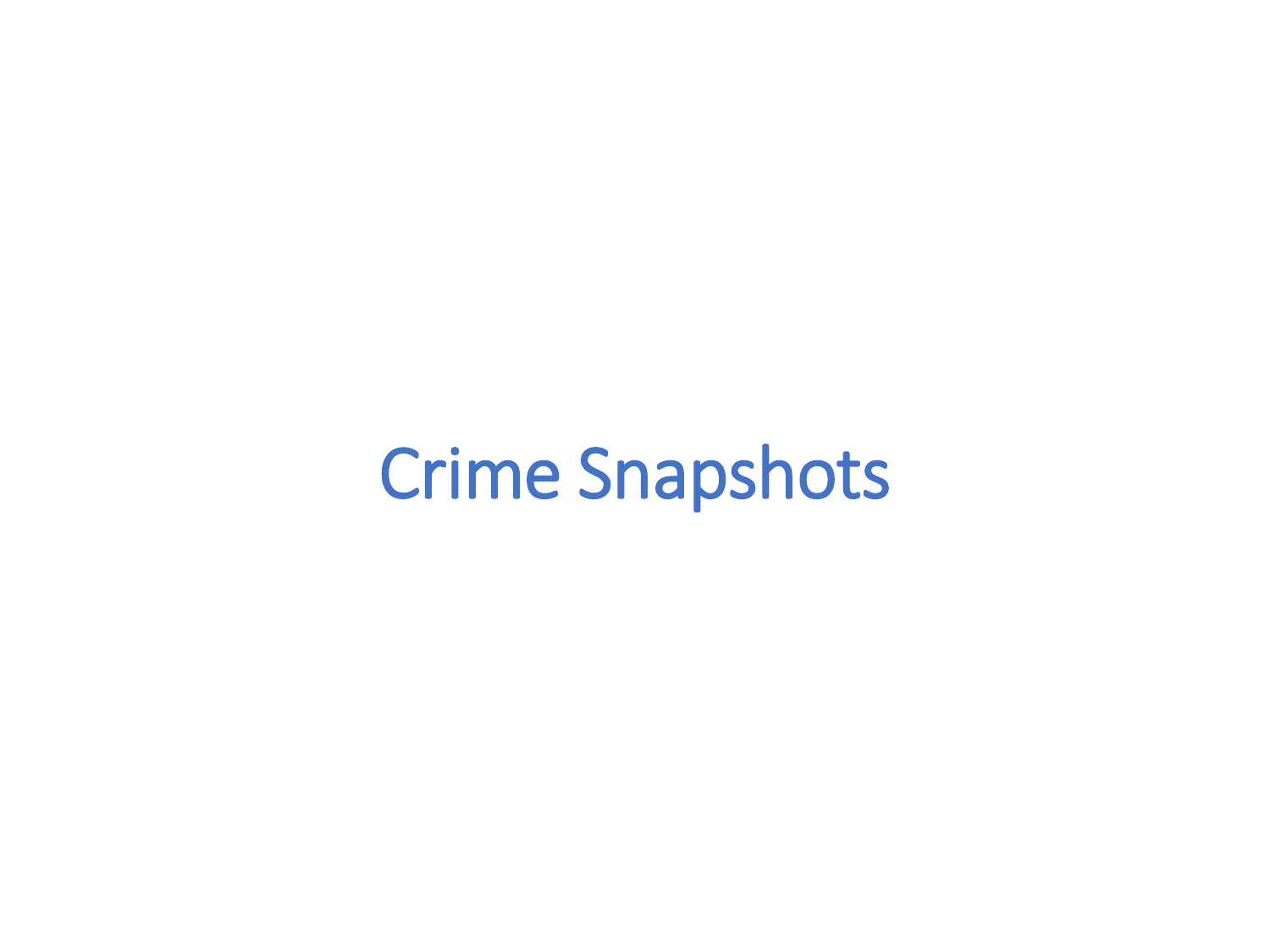# Crime Snapshots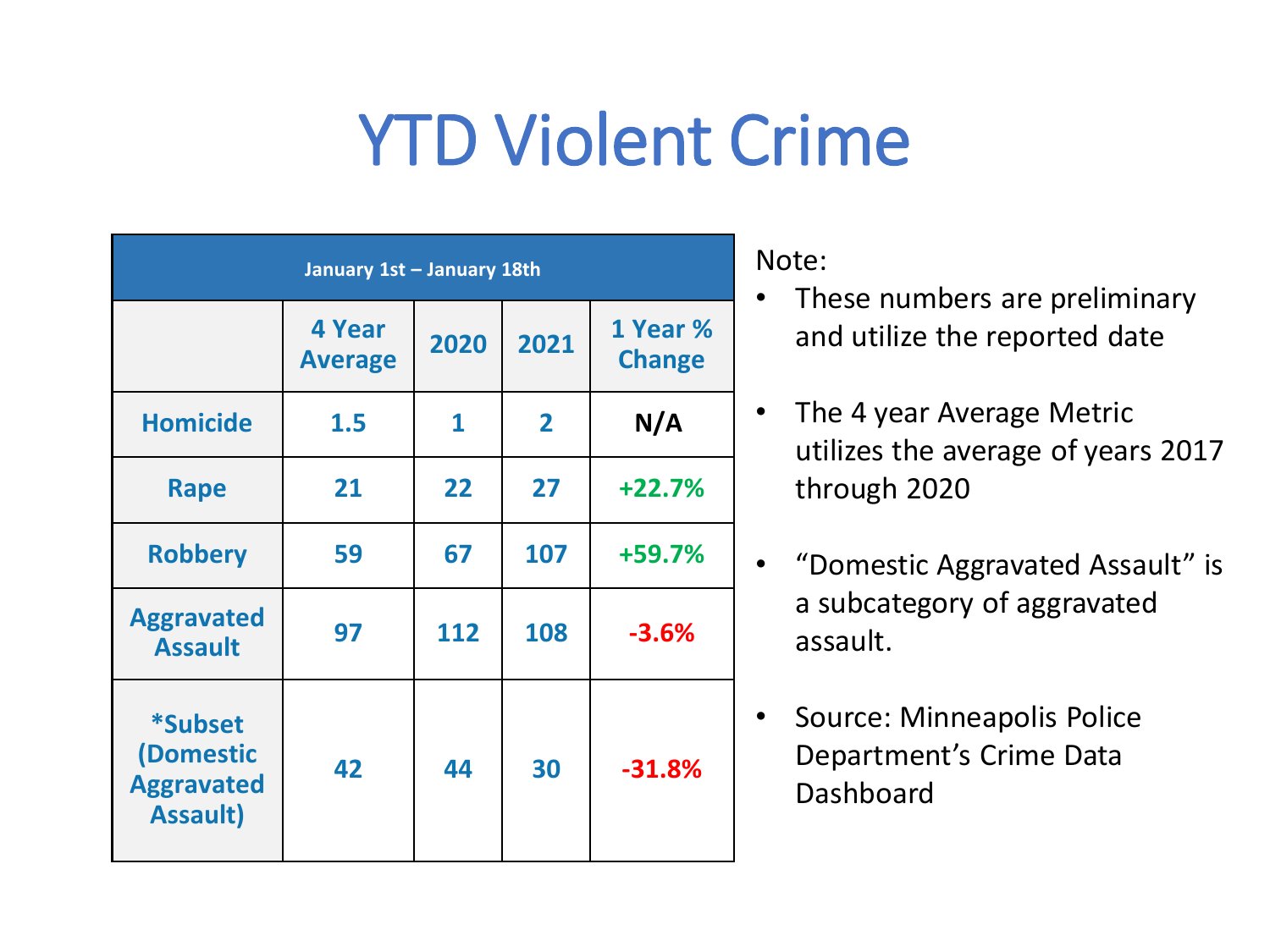# YTD Violent Crime

| January 1st – January 18th | | | | |
|---|---|---|---|---|
| | 4 Year Average | 2020 | 2021 | 1 Year % Change |
| Homicide | 1.5 | 1 | 2 | N/A |
| Rape | 21 | 22 | 27 | +22.7% |
| Robbery | 59 | 67 | 107 | +59.7% |
| Aggravated Assault | 97 | 112 | 108 | -3.6% |
| *Subset (Domestic Aggravated Assault) | 42 | 44 | 30 | -31.8% |

Note:

- These numbers are preliminary and utilize the reported date
- The 4 year Average Metric utilizes the average of years 2017 through 2020
- "Domestic Aggravated Assault" is a subcategory of aggravated assault.
- Source: Minneapolis Police Department's Crime Data Dashboard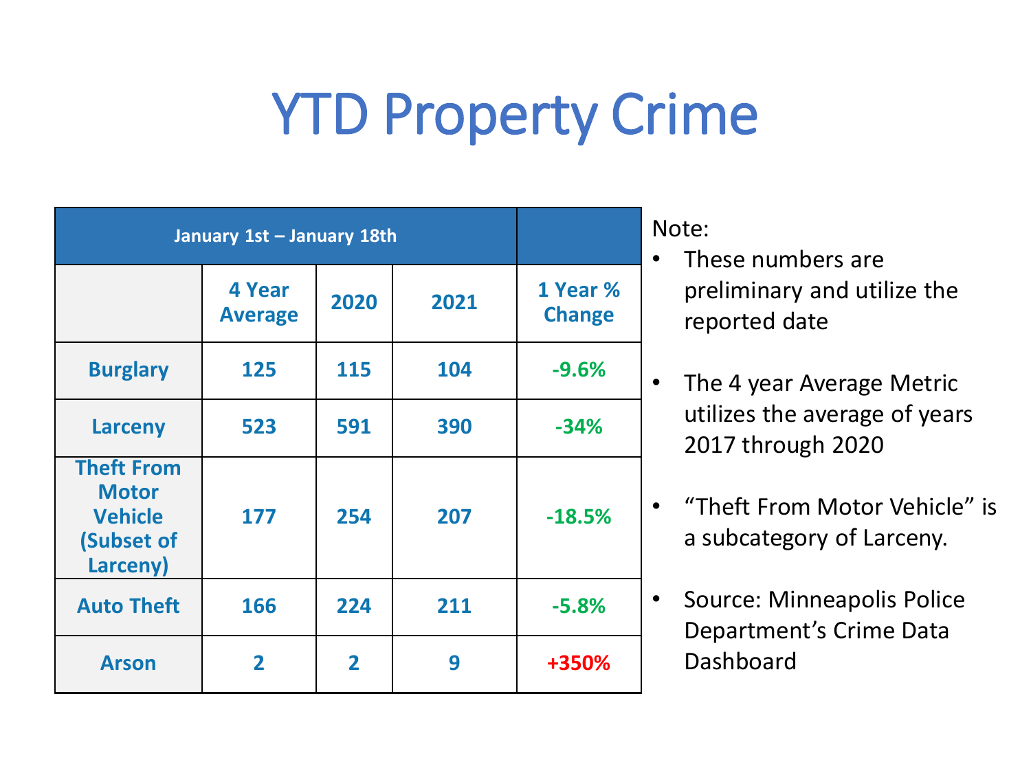# YTD Property Crime

| January 1st – January 18th | | | | |
|---|---|---|---|---|
| | 4 Year Average | 2020 | 2021 | 1 Year % Change |
| Burglary | 125 | 115 | 104 | -9.6% |
| Larceny | 523 | 591 | 390 | -34% |
| Theft From Motor Vehicle (Subset of Larceny) | 177 | 254 | 207 | -18.5% |
| Auto Theft | 166 | 224 | 211 | -5.8% |
| Arson | 2 | 2 | 9 | +350% |

Note:

- These numbers are preliminary and utilize the reported date
- The 4 year Average Metric utilizes the average of years 2017 through 2020
- "Theft From Motor Vehicle" is a subcategory of Larceny.
- Source: Minneapolis Police Department's Crime Data Dashboard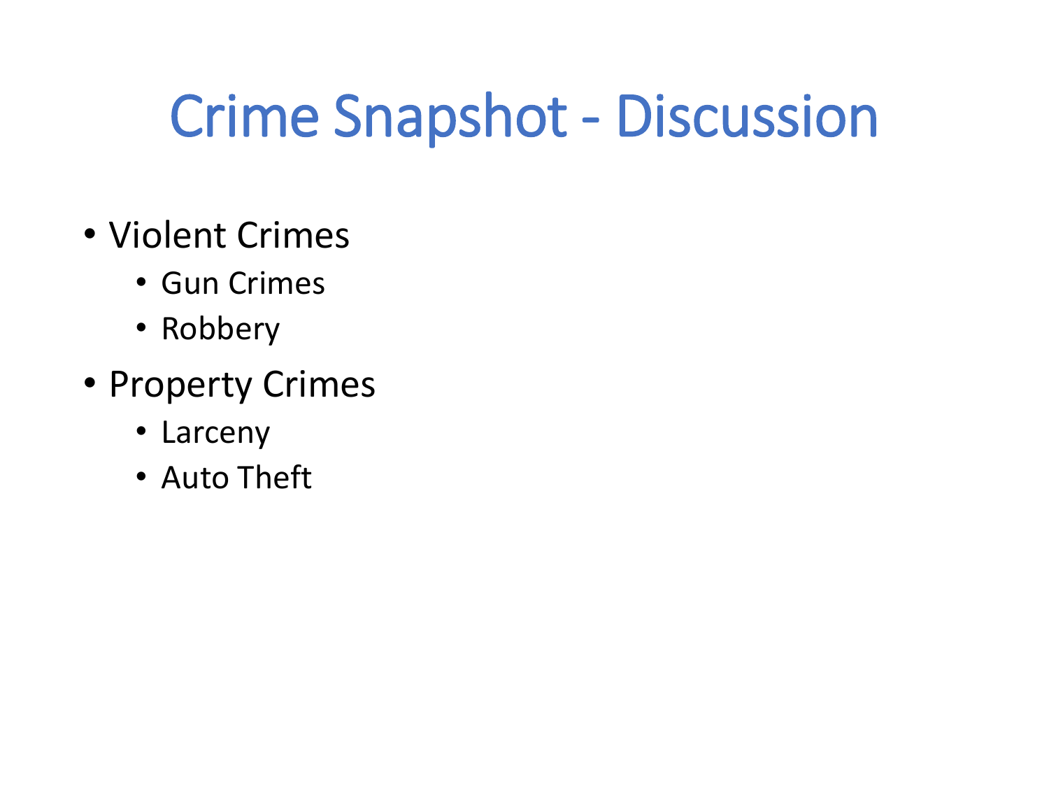# Crime Snapshot - Discussion

- Violent Crimes
  - Gun Crimes
  - Robbery
- Property Crimes
  - Larceny
  - Auto Theft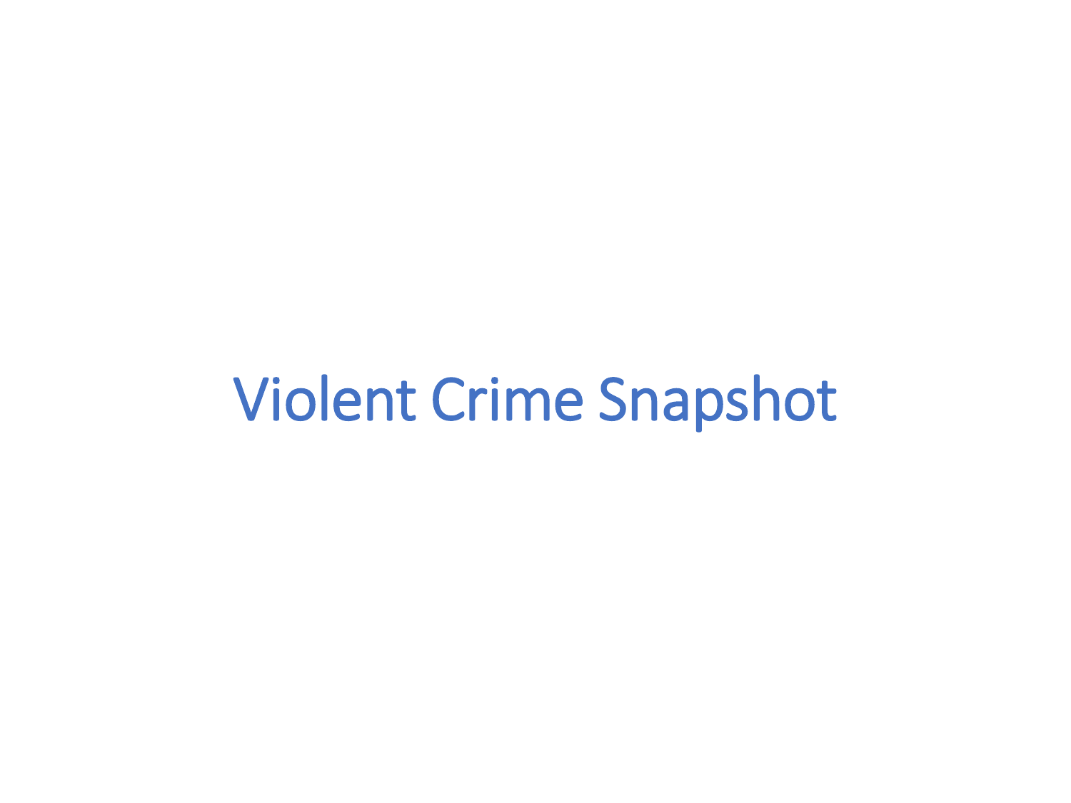# Violent Crime Snapshot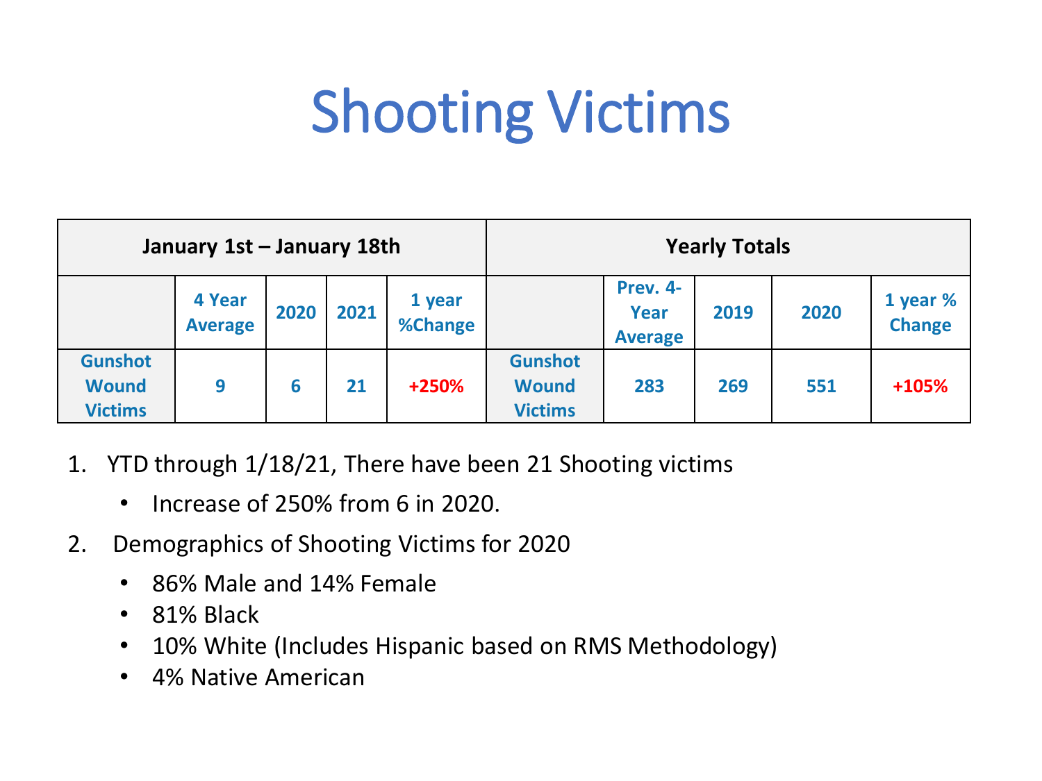# Shooting Victims

| January 1st – January 18th | | | | | Yearly Totals | | | | |
|---|---|---|---|---|---|---|---|---|---|
| | 4 Year Average | 2020 | 2021 | 1 year %Change | | Prev. 4-Year Average | 2019 | 2020 | 1 year % Change |
| Gunshot Wound Victims | 9 | 6 | 21 | +250% | Gunshot Wound Victims | 283 | 269 | 551 | +105% |

1. YTD through 1/18/21, There have been 21 Shooting victims
   - Increase of 250% from 6 in 2020.
2. Demographics of Shooting Victims for 2020
   - 86% Male and 14% Female
   - 81% Black
   - 10% White (Includes Hispanic based on RMS Methodology)
   - 4% Native American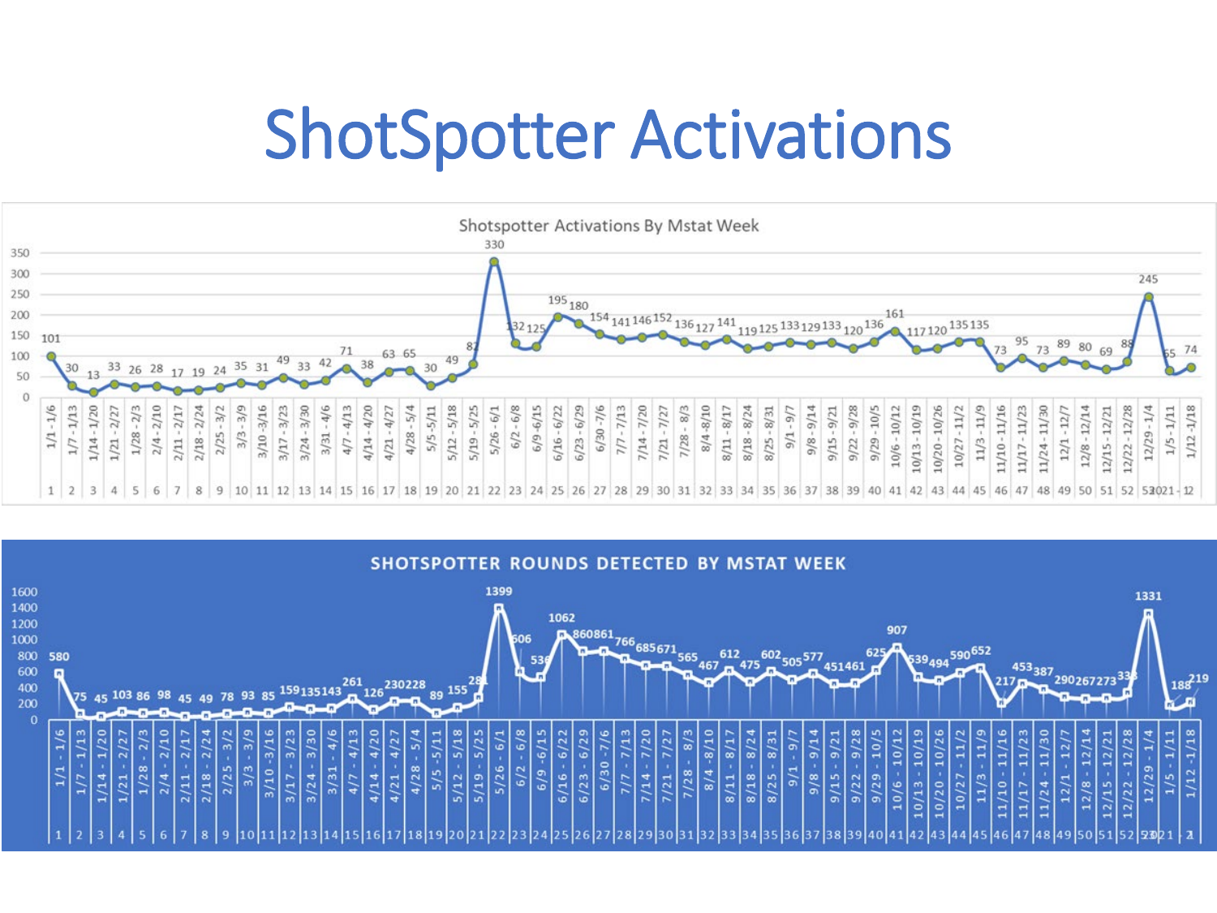# ShotSpotter Activations

## Shotspotter Activations By Mstat Week

| Mstat Week | Dates | Activations |
|---|---|---|
| 1 | 1/1 - 1/6 | 101 |
| 2 | 1/7 - 1/13 | 30 |
| 3 | 1/14 - 1/20 | 13 |
| 4 | 1/21 - 2/27 | 33 |
| 5 | 1/28 - 2/3 | 26 |
| 6 | 2/4 - 2/10 | 28 |
| 7 | 2/11 - 2/17 | 17 |
| 8 | 2/18 - 2/24 | 19 |
| 9 | 2/25 - 3/2 | 24 |
| 10 | 3/3 - 3/9 | 35 |
| 11 | 3/10 -3/16 | 31 |
| 12 | 3/17 - 3/23 | 49 |
| 13 | 3/24 - 3/30 | 33 |
| 14 | 3/31 - 4/6 | 42 |
| 15 | 4/7 - 4/13 | 71 |
| 16 | 4/14 - 4/20 | 38 |
| 17 | 4/21 - 4/27 | 63 |
| 18 | 4/28 - 5/4 | 65 |
| 19 | 5/5 -5/11 | 30 |
| 20 | 5/12 - 5/18 | 49 |
| 21 | 5/19 - 5/25 | 82 |
| 22 | 5/26 - 6/1 | 330 |
| 23 | 6/2 - 6/8 | 132 |
| 24 | 6/9 -6/15 | 125 |
| 25 | 6/16 - 6/22 | 195 |
| 26 | 6/23 - 6/29 | 180 |
| 27 | 6/30 - 7/6 | 154 |
| 28 | 7/7 - 7/13 | 141 |
| 29 | 7/14 - 7/20 | 146 |
| 30 | 7/21 - 7/27 | 152 |
| 31 | 7/28 - 8/3 | 136 |
| 32 | 8/4 -8/10 | 127 |
| 33 | 8/11 - 8/17 | 141 |
| 34 | 8/18 - 8/24 | 119 |
| 35 | 8/25 - 8/31 | 125 |
| 36 | 9/1 - 9/7 | 133 |
| 37 | 9/8 - 9/14 | 129 |
| 38 | 9/15 - 9/21 | 133 |
| 39 | 9/22 - 9/28 | 120 |
| 40 | 9/29 - 10/5 | 136 |
| 41 | 10/6 - 10/12 | 161 |
| 42 | 10/13 - 10/19 | 117 |
| 43 | 10/20 - 10/26 | 120 |
| 44 | 10/27 - 11/2 | 135 |
| 45 | 11/3 - 11/9 | 135 |
| 46 | 11/10 - 11/16 | 73 |
| 47 | 11/17 - 11/23 | 95 |
| 48 | 11/24 - 11/30 | 73 |
| 49 | 12/1 - 12/7 | 89 |
| 50 | 12/8 - 12/14 | 80 |
| 51 | 12/15 - 12/21 | 69 |
| 52 | 12/22 - 12/28 | 88 |
| 53 | 12/29 - 1/4 | 245 |
| 2021 - 1 | 1/5 - 1/11 | 65 |
| 2021 - 2 | 1/12 -1/18 | 74 |

## SHOTSPOTTER ROUNDS DETECTED BY MSTAT WEEK

| Mstat Week | Dates | Rounds Detected |
|---|---|---|
| 1 | 1/1 - 1/6 | 580 |
| 2 | 1/7 - 1/13 | 75 |
| 3 | 1/14 - 1/20 | 45 |
| 4 | 1/21 - 2/27 | 103 |
| 5 | 1/28 - 2/3 | 86 |
| 6 | 2/4 - 2/10 | 98 |
| 7 | 2/11 - 2/17 | 45 |
| 8 | 2/18 - 2/24 | 49 |
| 9 | 2/25 - 3/2 | 78 |
| 10 | 3/3 - 3/9 | 93 |
| 11 | 3/10 -3/16 | 85 |
| 12 | 3/17 - 3/23 | 159 |
| 13 | 3/24 - 3/30 | 135 |
| 14 | 3/31 - 4/6 | 143 |
| 15 | 4/7 - 4/13 | 261 |
| 16 | 4/14 - 4/20 | 126 |
| 17 | 4/21 - 4/27 | 230 |
| 18 | 4/28 - 5/4 | 228 |
| 19 | 5/5 -5/11 | 89 |
| 20 | 5/12 - 5/18 | 155 |
| 21 | 5/19 - 5/25 | 28 |
| 22 | 5/26 - 6/1 | 1399 |
| 23 | 6/2 - 6/8 | 606 |
| 24 | 6/9 -6/15 | 53 |
| 25 | 6/16 - 6/22 | 1062 |
| 26 | 6/23 - 6/29 | 860 |
| 27 | 6/30 - 7/6 | 861 |
| 28 | 7/7 - 7/13 | 766 |
| 29 | 7/14 - 7/20 | 685 |
| 30 | 7/21 - 7/27 | 671 |
| 31 | 7/28 - 8/3 | 565 |
| 32 | 8/4 -8/10 | 467 |
| 33 | 8/11 - 8/17 | 612 |
| 34 | 8/18 - 8/24 | 475 |
| 35 | 8/25 - 8/31 | 602 |
| 36 | 9/1 - 9/7 | 505 |
| 37 | 9/8 - 9/14 | 577 |
| 38 | 9/15 - 9/21 | 451 |
| 39 | 9/22 - 9/28 | 461 |
| 40 | 9/29 - 10/5 | 625 |
| 41 | 10/6 - 10/12 | 907 |
| 42 | 10/13 - 10/19 | 539 |
| 43 | 10/20 - 10/26 | 494 |
| 44 | 10/27 - 11/2 | 590 |
| 45 | 11/3 - 11/9 | 652 |
| 46 | 11/10 - 11/16 | 217 |
| 47 | 11/17 - 11/23 | 453 |
| 48 | 11/24 - 11/30 | 387 |
| 49 | 12/1 - 12/7 | 290 |
| 50 | 12/8 - 12/14 | 267 |
| 51 | 12/15 - 12/21 | 273 |
| 52 | 12/22 - 12/28 | 33 |
| 53 | 12/29 - 1/4 | 1331 |
| 2021 - 1 | 1/5 - 1/11 | 188 |
| 2021 - 2 | 1/12 -1/18 | 219 |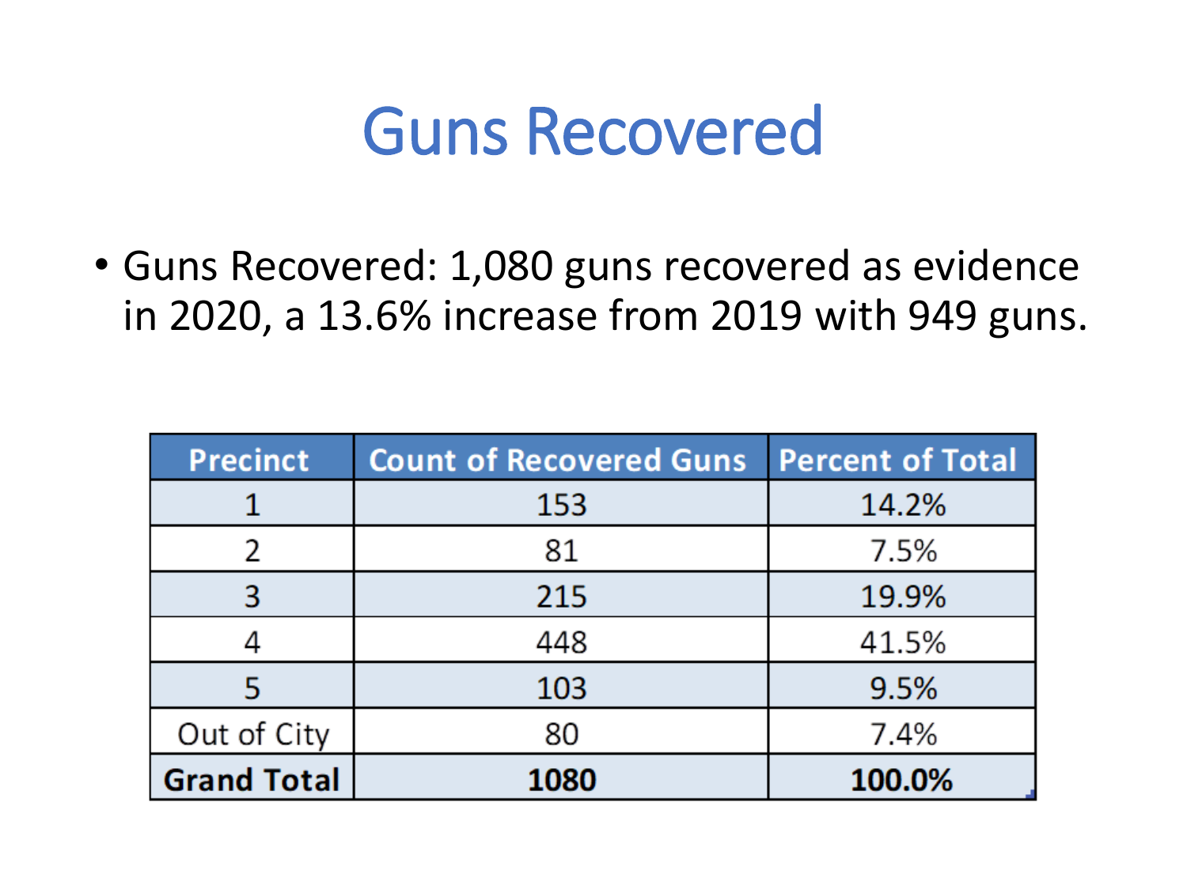# Guns Recovered

- Guns Recovered: 1,080 guns recovered as evidence in 2020, a 13.6% increase from 2019 with 949 guns.

| Precinct | Count of Recovered Guns | Percent of Total |
| --- | --- | --- |
| 1 | 153 | 14.2% |
| 2 | 81 | 7.5% |
| 3 | 215 | 19.9% |
| 4 | 448 | 41.5% |
| 5 | 103 | 9.5% |
| Out of City | 80 | 7.4% |
| **Grand Total** | **1080** | **100.0%** |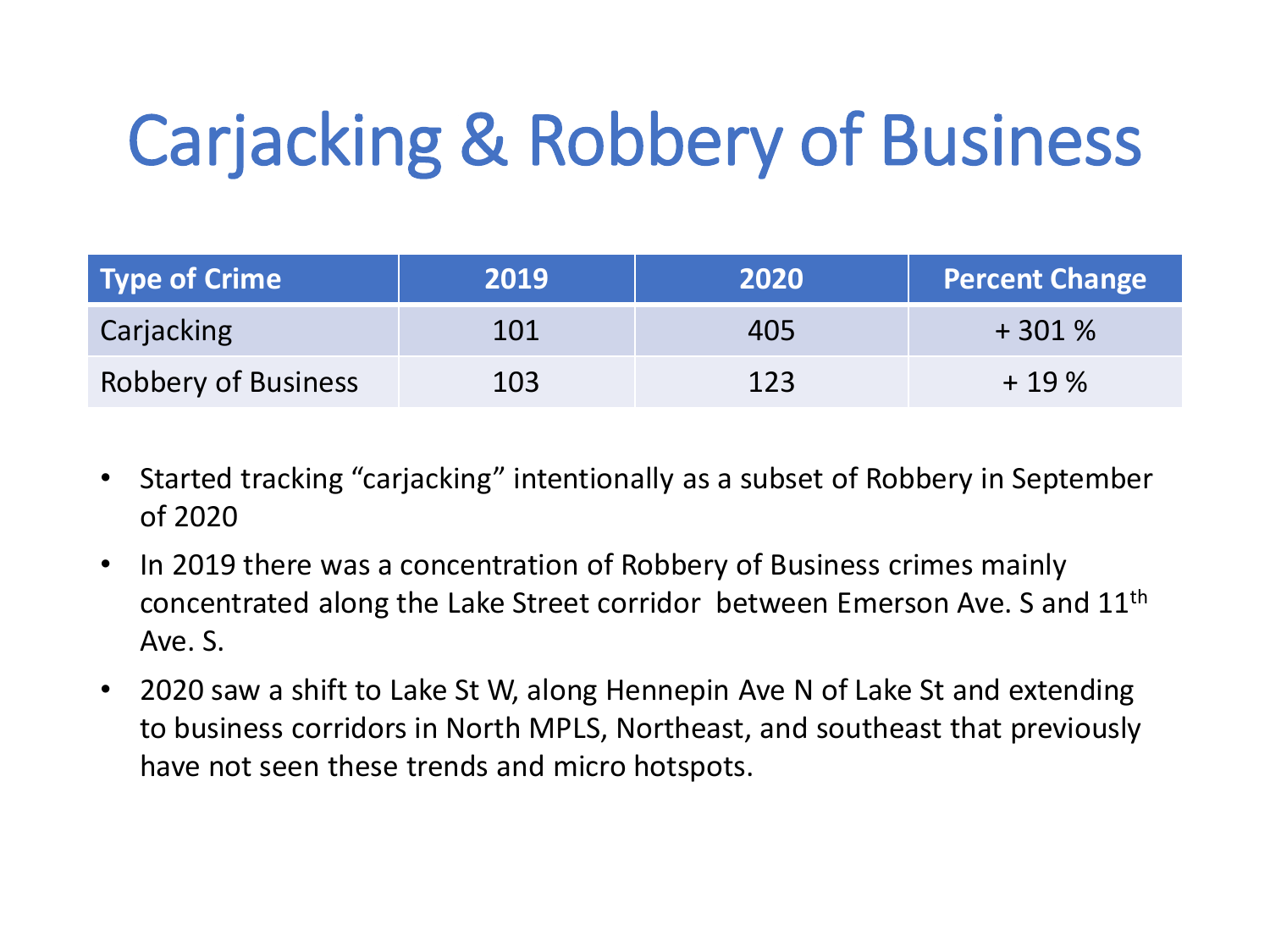# Carjacking & Robbery of Business

| Type of Crime | 2019 | 2020 | Percent Change |
|---|---|---|---|
| Carjacking | 101 | 405 | + 301 % |
| Robbery of Business | 103 | 123 | + 19 % |

- Started tracking “carjacking” intentionally as a subset of Robbery in September of 2020
- In 2019 there was a concentration of Robbery of Business crimes mainly concentrated along the Lake Street corridor between Emerson Ave. S and 11th Ave. S.
- 2020 saw a shift to Lake St W, along Hennepin Ave N of Lake St and extending to business corridors in North MPLS, Northeast, and southeast that previously have not seen these trends and micro hotspots.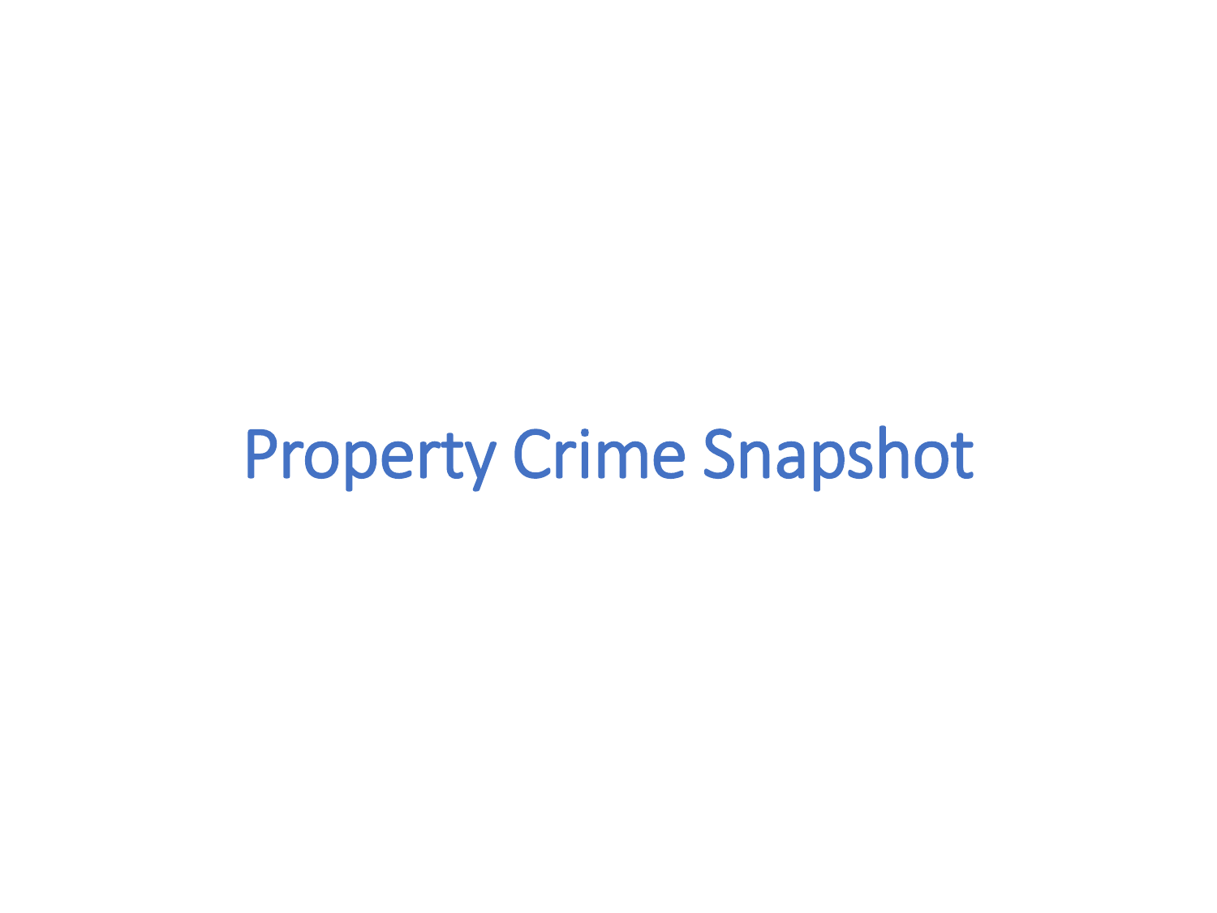# Property Crime Snapshot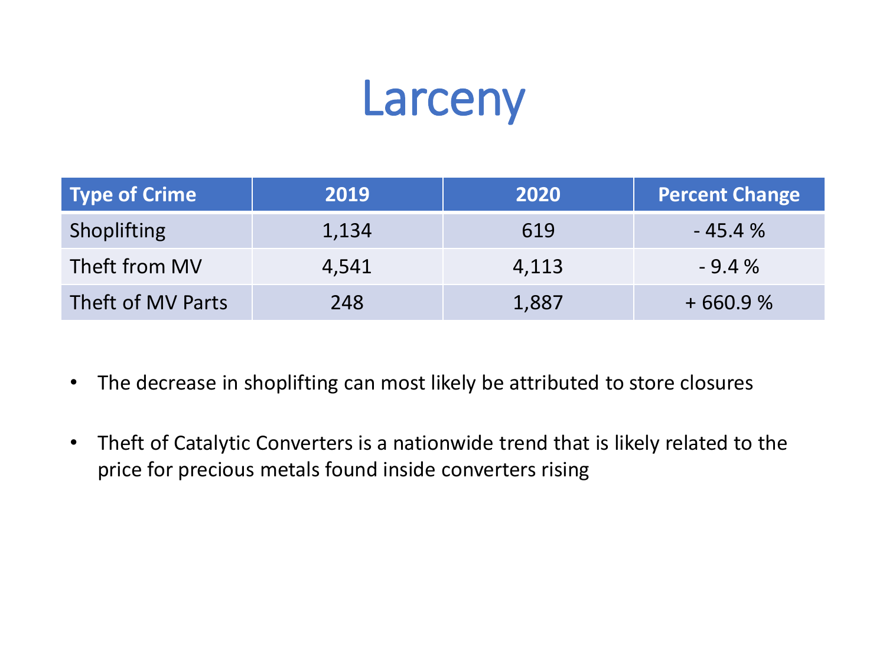# Larceny

| Type of Crime | 2019 | 2020 | Percent Change |
|---|---|---|---|
| Shoplifting | 1,134 | 619 | - 45.4 % |
| Theft from MV | 4,541 | 4,113 | - 9.4 % |
| Theft of MV Parts | 248 | 1,887 | + 660.9 % |

- The decrease in shoplifting can most likely be attributed to store closures
- Theft of Catalytic Converters is a nationwide trend that is likely related to the price for precious metals found inside converters rising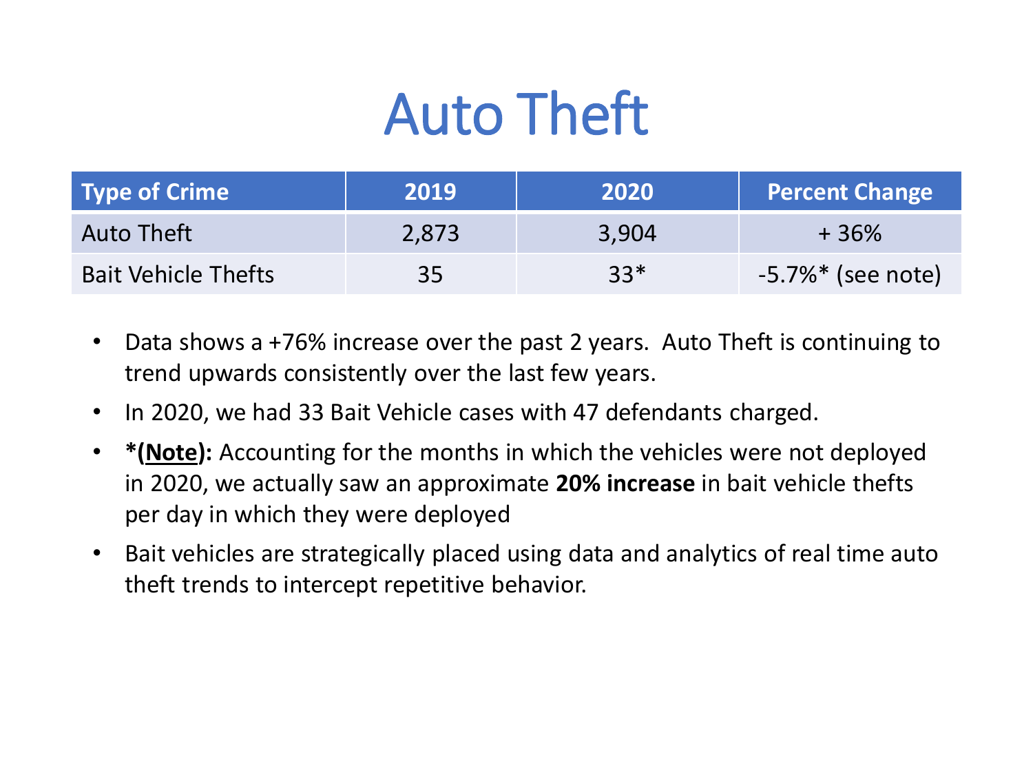# Auto Theft

| Type of Crime | 2019 | 2020 | Percent Change |
|---|---|---|---|
| Auto Theft | 2,873 | 3,904 | + 36% |
| Bait Vehicle Thefts | 35 | 33* | -5.7%* (see note) |

- Data shows a +76% increase over the past 2 years. Auto Theft is continuing to trend upwards consistently over the last few years.
- In 2020, we had 33 Bait Vehicle cases with 47 defendants charged.
- ***(<u>Note</u>):** Accounting for the months in which the vehicles were not deployed in 2020, we actually saw an approximate **20% increase** in bait vehicle thefts per day in which they were deployed
- Bait vehicles are strategically placed using data and analytics of real time auto theft trends to intercept repetitive behavior.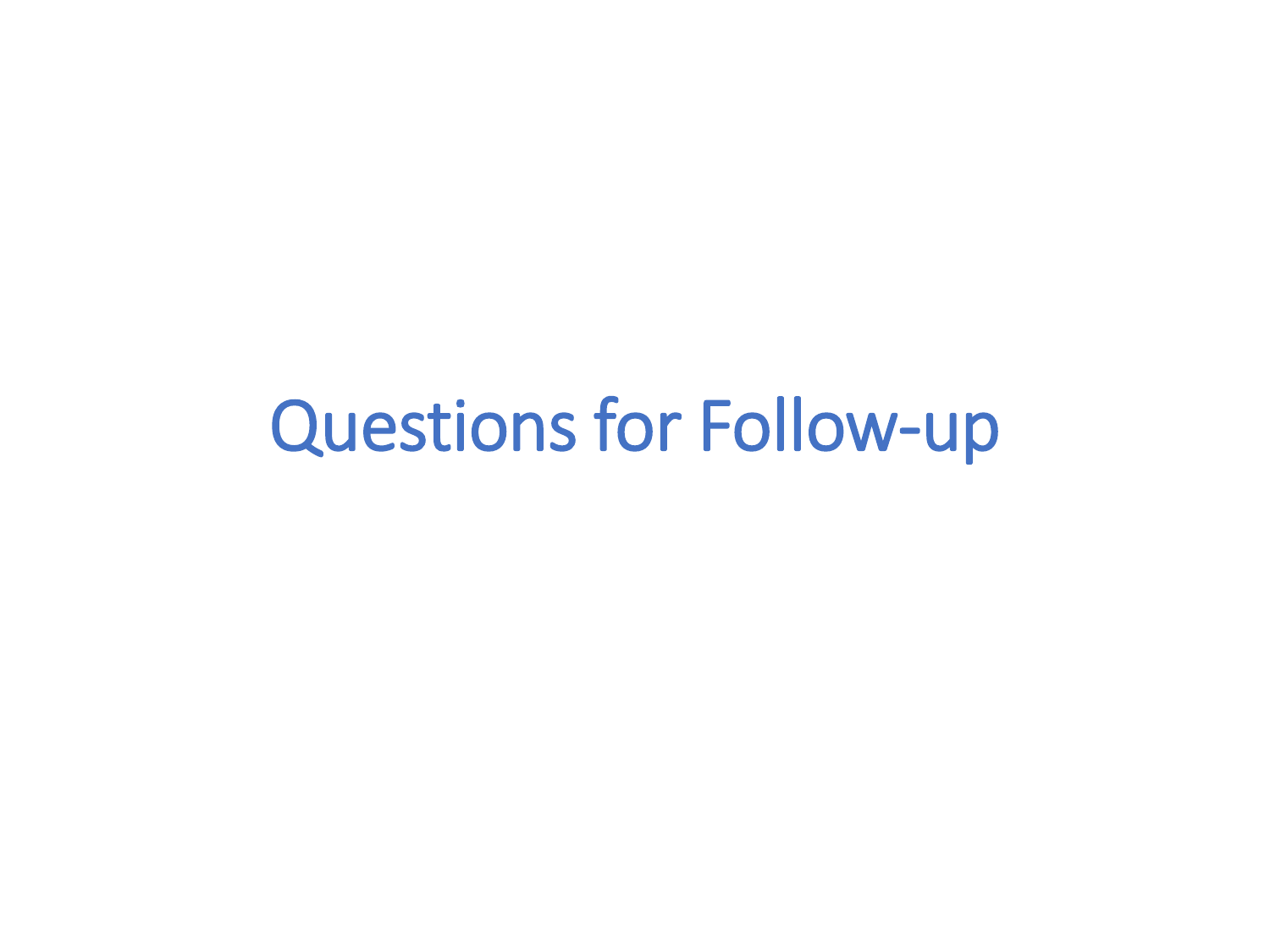# Questions for Follow-up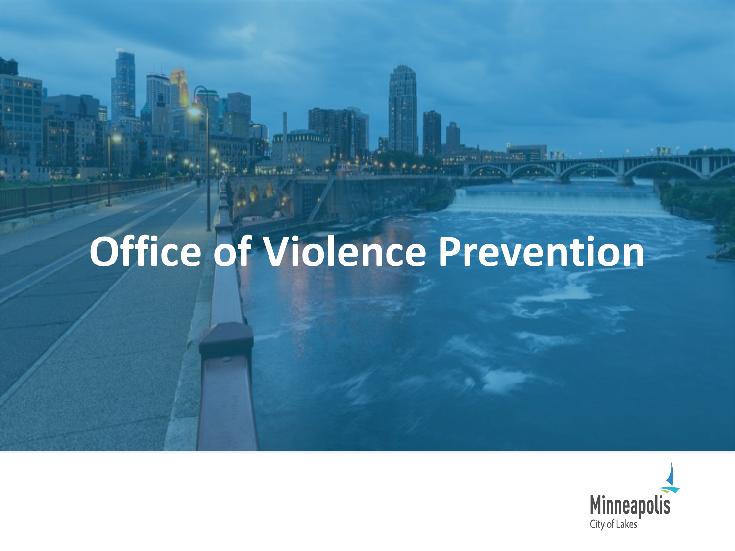# Office of Violence Prevention

Minneapolis
City of Lakes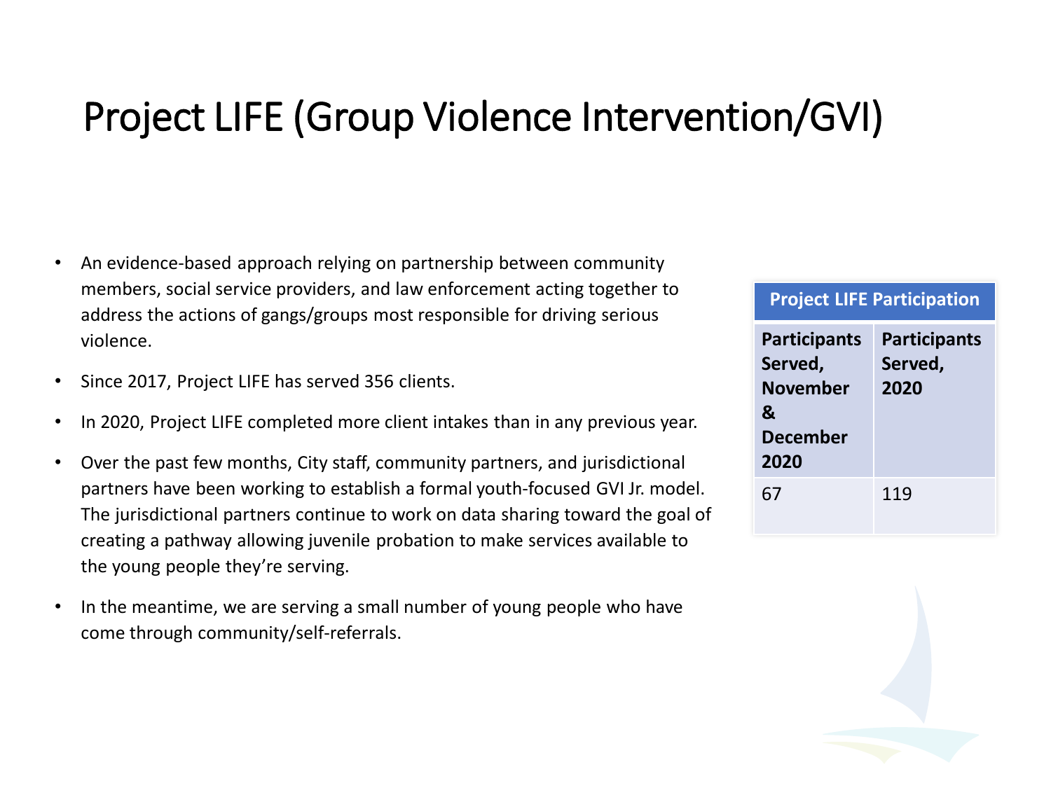# Project LIFE (Group Violence Intervention/GVI)

- An evidence-based approach relying on partnership between community members, social service providers, and law enforcement acting together to address the actions of gangs/groups most responsible for driving serious violence.
- Since 2017, Project LIFE has served 356 clients.
- In 2020, Project LIFE completed more client intakes than in any previous year.
- Over the past few months, City staff, community partners, and jurisdictional partners have been working to establish a formal youth-focused GVI Jr. model. The jurisdictional partners continue to work on data sharing toward the goal of creating a pathway allowing juvenile probation to make services available to the young people they're serving.
- In the meantime, we are serving a small number of young people who have come through community/self-referrals.

| Project LIFE Participation | |
|---|---|
| **Participants Served, November & December 2020** | **Participants Served, 2020** |
| 67 | 119 |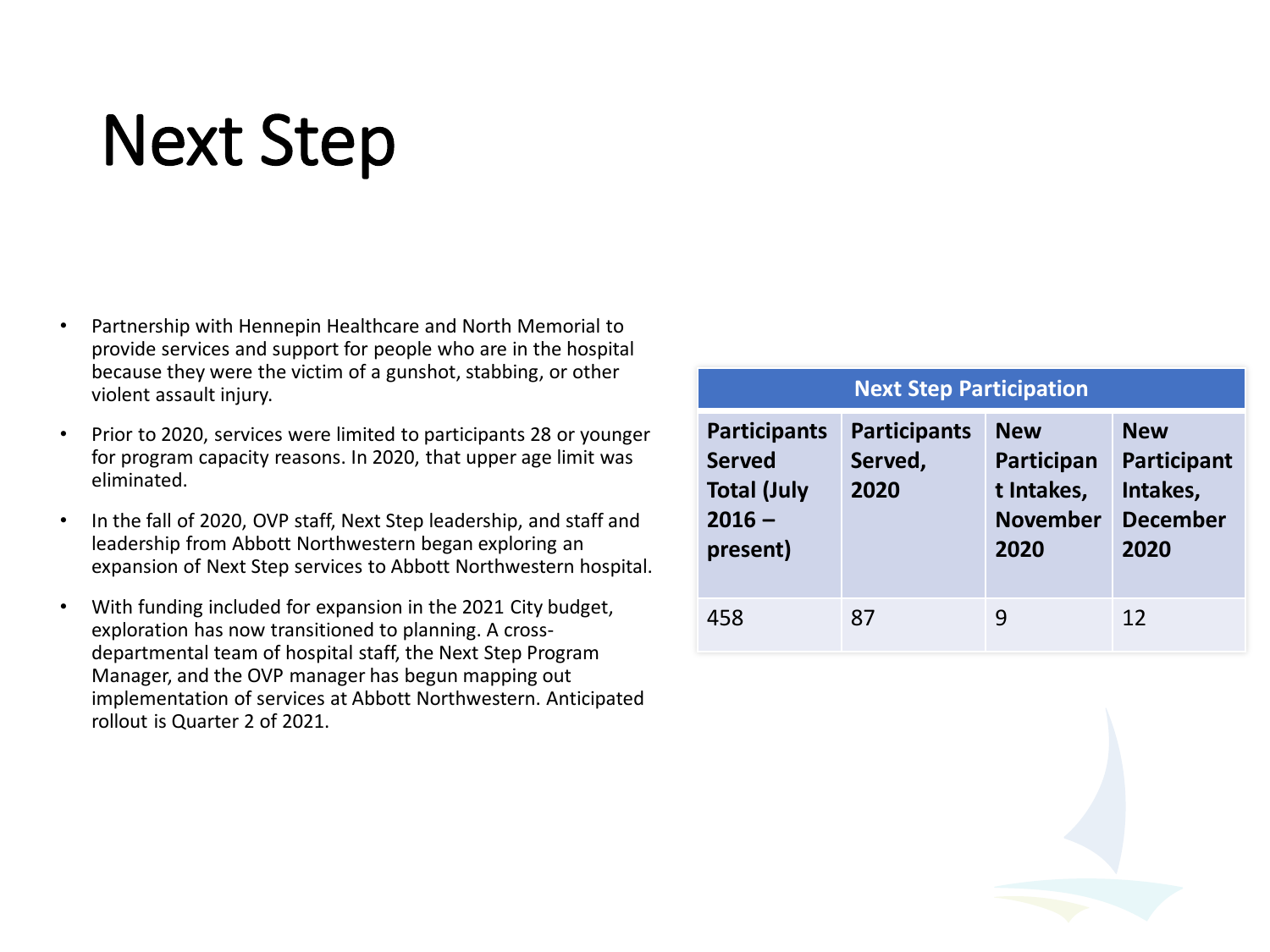# Next Step

- Partnership with Hennepin Healthcare and North Memorial to provide services and support for people who are in the hospital because they were the victim of a gunshot, stabbing, or other violent assault injury.
- Prior to 2020, services were limited to participants 28 or younger for program capacity reasons. In 2020, that upper age limit was eliminated.
- In the fall of 2020, OVP staff, Next Step leadership, and staff and leadership from Abbott Northwestern began exploring an expansion of Next Step services to Abbott Northwestern hospital.
- With funding included for expansion in the 2021 City budget, exploration has now transitioned to planning. A cross-departmental team of hospital staff, the Next Step Program Manager, and the OVP manager has begun mapping out implementation of services at Abbott Northwestern. Anticipated rollout is Quarter 2 of 2021.

| Next Step Participation | | | |
|---|---|---|---|
| **Participants Served Total (July 2016 – present)** | **Participants Served, 2020** | **New Participant Intakes, November 2020** | **New Participant Intakes, December 2020** |
| 458 | 87 | 9 | 12 |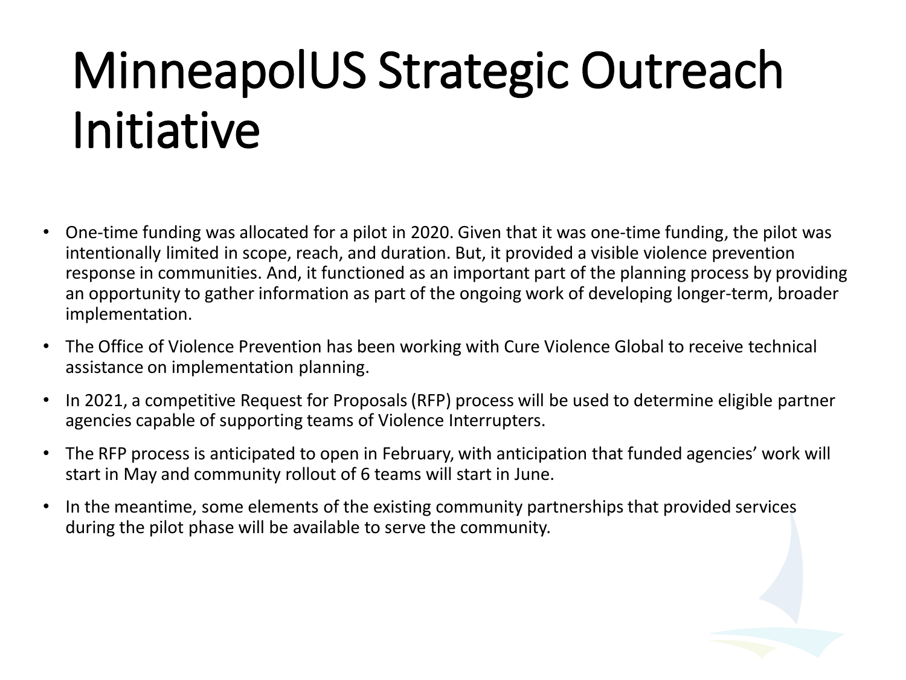# MinneapolUS Strategic Outreach Initiative

- One-time funding was allocated for a pilot in 2020. Given that it was one-time funding, the pilot was intentionally limited in scope, reach, and duration. But, it provided a visible violence prevention response in communities. And, it functioned as an important part of the planning process by providing an opportunity to gather information as part of the ongoing work of developing longer-term, broader implementation.
- The Office of Violence Prevention has been working with Cure Violence Global to receive technical assistance on implementation planning.
- In 2021, a competitive Request for Proposals (RFP) process will be used to determine eligible partner agencies capable of supporting teams of Violence Interrupters.
- The RFP process is anticipated to open in February, with anticipation that funded agencies' work will start in May and community rollout of 6 teams will start in June.
- In the meantime, some elements of the existing community partnerships that provided services during the pilot phase will be available to serve the community.